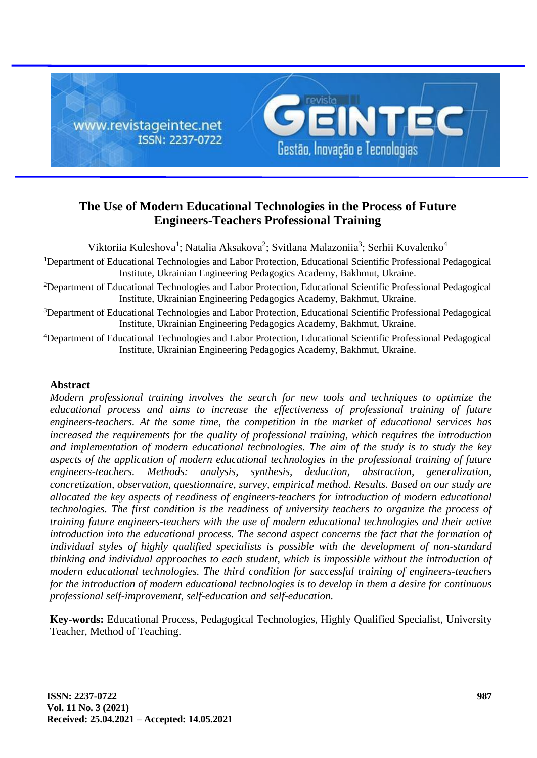# The Use of Modern Educational Technologies in the Process of Future Engineers-Teachers Professional Training

Viktoriia Kuleshova[1]; Natalia Aksakova[2]; Svitlana Malazoniia[3]; Serhii Kovalenko[4]

[1]Department of Educational Technologies and Labor Protection, Educational Scientific Professional Pedagogical Institute, Ukrainian Engineering Pedagogics Academy, Bakhmut, Ukraine.

[2]Department of Educational Technologies and Labor Protection, Educational Scientific Professional Pedagogical Institute, Ukrainian Engineering Pedagogics Academy, Bakhmut, Ukraine.

[3]Department of Educational Technologies and Labor Protection, Educational Scientific Professional Pedagogical Institute, Ukrainian Engineering Pedagogics Academy, Bakhmut, Ukraine.

[4]Department of Educational Technologies and Labor Protection, Educational Scientific Professional Pedagogical Institute, Ukrainian Engineering Pedagogics Academy, Bakhmut, Ukraine.

## Abstract

*Modern professional training involves the search for new tools and techniques to optimize the educational process and aims to increase the effectiveness of professional training of future engineers-teachers. At the same time, the competition in the market of educational services has increased the requirements for the quality of professional training, which requires the introduction and implementation of modern educational technologies. The aim of the study is to study the key aspects of the application of modern educational technologies in the professional training of future engineers-teachers. Methods: analysis, synthesis, deduction, abstraction, generalization, concretization, observation, questionnaire, survey, empirical method. Results. Based on our study are allocated the key aspects of readiness of engineers-teachers for introduction of modern educational technologies. The first condition is the readiness of university teachers to organize the process of training future engineers-teachers with the use of modern educational technologies and their active introduction into the educational process. The second aspect concerns the fact that the formation of individual styles of highly qualified specialists is possible with the development of non-standard thinking and individual approaches to each student, which is impossible without the introduction of modern educational technologies. The third condition for successful training of engineers-teachers for the introduction of modern educational technologies is to develop in them a desire for continuous professional self-improvement, self-education and self-education.*

**Key-words:** Educational Process, Pedagogical Technologies, Highly Qualified Specialist, University Teacher, Method of Teaching.

**Received: 25.04.2021 – Accepted: 14.05.2021**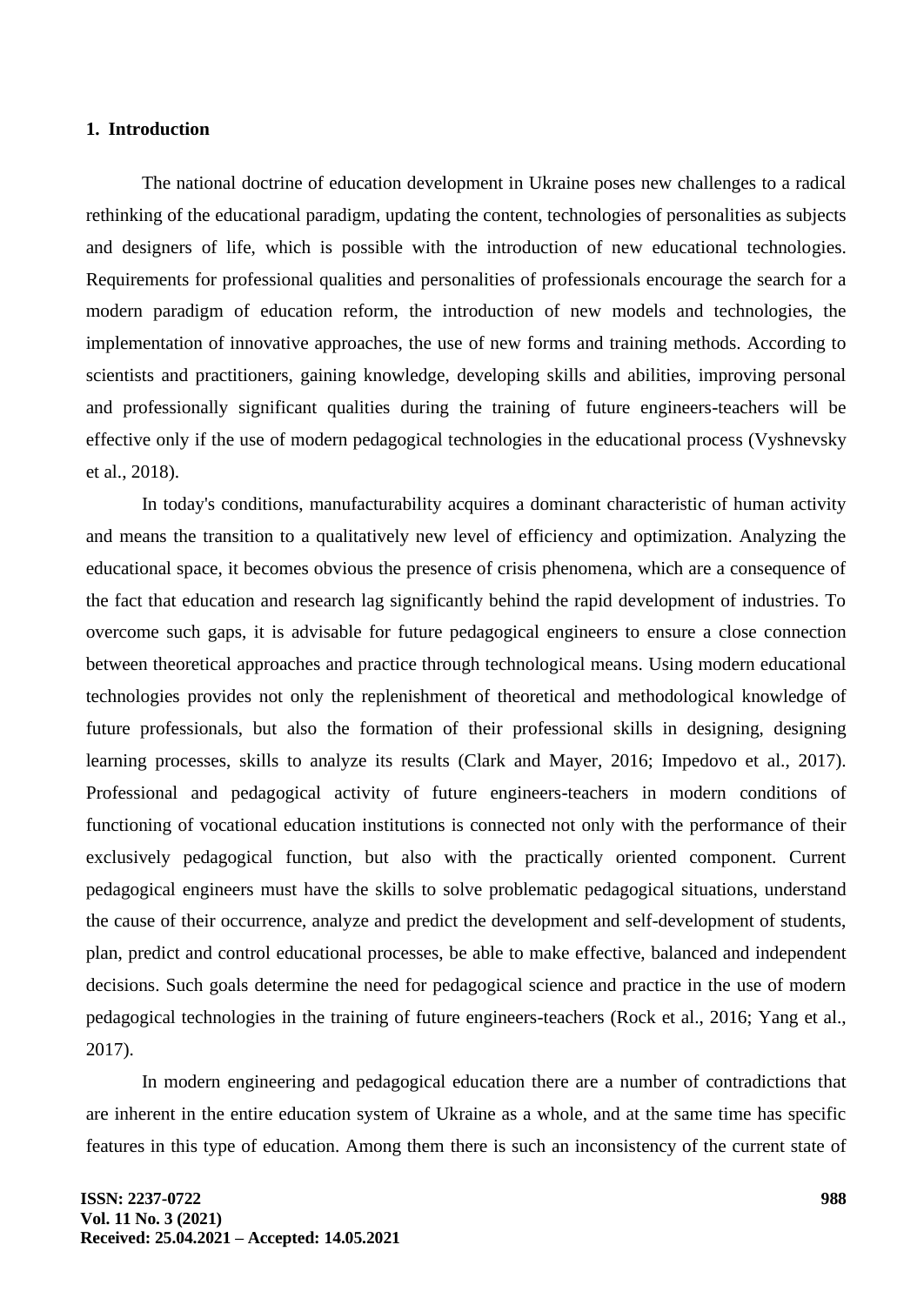## 1. Introduction

The national doctrine of education development in Ukraine poses new challenges to a radical rethinking of the educational paradigm, updating the content, technologies of personalities as subjects and designers of life, which is possible with the introduction of new educational technologies. Requirements for professional qualities and personalities of professionals encourage the search for a modern paradigm of education reform, the introduction of new models and technologies, the implementation of innovative approaches, the use of new forms and training methods. According to scientists and practitioners, gaining knowledge, developing skills and abilities, improving personal and professionally significant qualities during the training of future engineers-teachers will be effective only if the use of modern pedagogical technologies in the educational process (Vyshnevsky et al., 2018).

In today's conditions, manufacturability acquires a dominant characteristic of human activity and means the transition to a qualitatively new level of efficiency and optimization. Analyzing the educational space, it becomes obvious the presence of crisis phenomena, which are a consequence of the fact that education and research lag significantly behind the rapid development of industries. To overcome such gaps, it is advisable for future pedagogical engineers to ensure a close connection between theoretical approaches and practice through technological means. Using modern educational technologies provides not only the replenishment of theoretical and methodological knowledge of future professionals, but also the formation of their professional skills in designing, designing learning processes, skills to analyze its results (Clark and Mayer, 2016; Impedovo et al., 2017). Professional and pedagogical activity of future engineers-teachers in modern conditions of functioning of vocational education institutions is connected not only with the performance of their exclusively pedagogical function, but also with the practically oriented component. Current pedagogical engineers must have the skills to solve problematic pedagogical situations, understand the cause of their occurrence, analyze and predict the development and self-development of students, plan, predict and control educational processes, be able to make effective, balanced and independent decisions. Such goals determine the need for pedagogical science and practice in the use of modern pedagogical technologies in the training of future engineers-teachers (Rock et al., 2016; Yang et al., 2017).

In modern engineering and pedagogical education there are a number of contradictions that are inherent in the entire education system of Ukraine as a whole, and at the same time has specific features in this type of education. Among them there is such an inconsistency of the current state of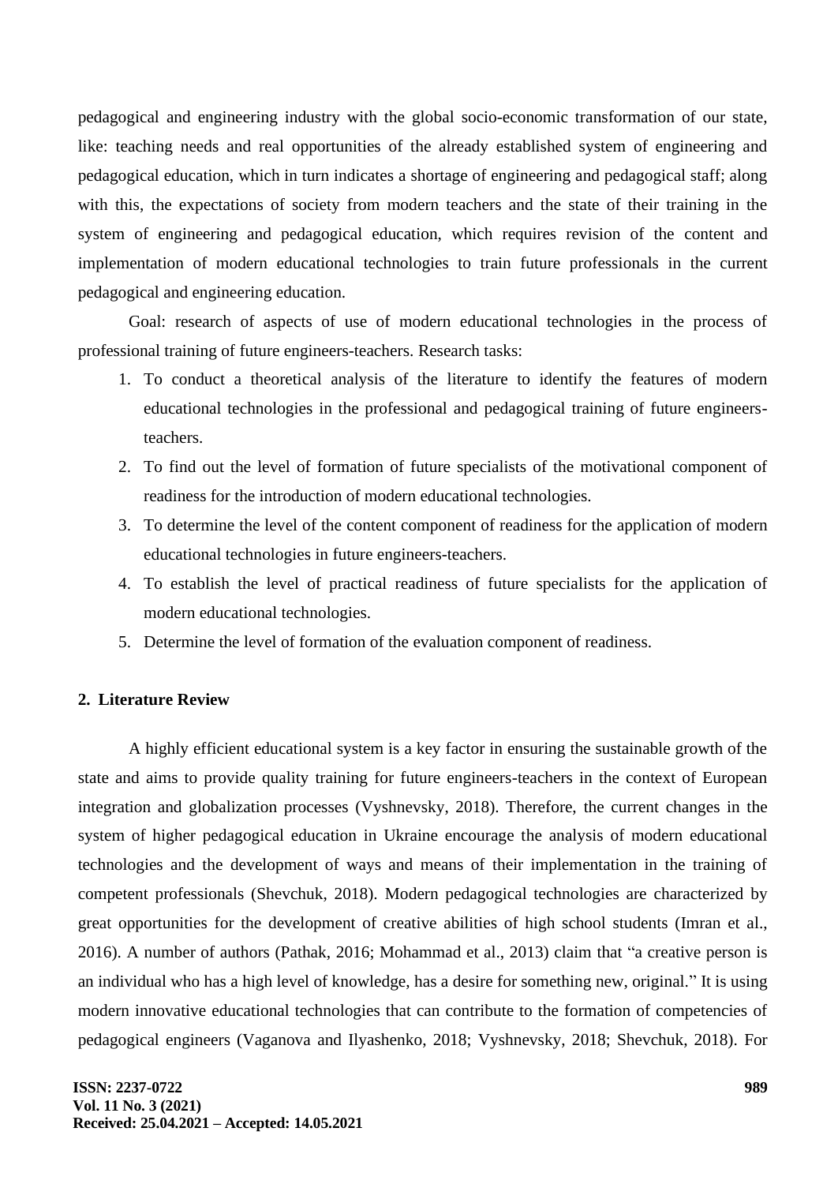pedagogical and engineering industry with the global socio-economic transformation of our state, like: teaching needs and real opportunities of the already established system of engineering and pedagogical education, which in turn indicates a shortage of engineering and pedagogical staff; along with this, the expectations of society from modern teachers and the state of their training in the system of engineering and pedagogical education, which requires revision of the content and implementation of modern educational technologies to train future professionals in the current pedagogical and engineering education.

Goal: research of aspects of use of modern educational technologies in the process of professional training of future engineers-teachers. Research tasks:

1. To conduct a theoretical analysis of the literature to identify the features of modern educational technologies in the professional and pedagogical training of future engineers-teachers.
2. To find out the level of formation of future specialists of the motivational component of readiness for the introduction of modern educational technologies.
3. To determine the level of the content component of readiness for the application of modern educational technologies in future engineers-teachers.
4. To establish the level of practical readiness of future specialists for the application of modern educational technologies.
5. Determine the level of formation of the evaluation component of readiness.

## 2. Literature Review

A highly efficient educational system is a key factor in ensuring the sustainable growth of the state and aims to provide quality training for future engineers-teachers in the context of European integration and globalization processes (Vyshnevsky, 2018). Therefore, the current changes in the system of higher pedagogical education in Ukraine encourage the analysis of modern educational technologies and the development of ways and means of their implementation in the training of competent professionals (Shevchuk, 2018). Modern pedagogical technologies are characterized by great opportunities for the development of creative abilities of high school students (Imran et al., 2016). A number of authors (Pathak, 2016; Mohammad et al., 2013) claim that "a creative person is an individual who has a high level of knowledge, has a desire for something new, original." It is using modern innovative educational technologies that can contribute to the formation of competencies of pedagogical engineers (Vaganova and Ilyashenko, 2018; Vyshnevsky, 2018; Shevchuk, 2018). For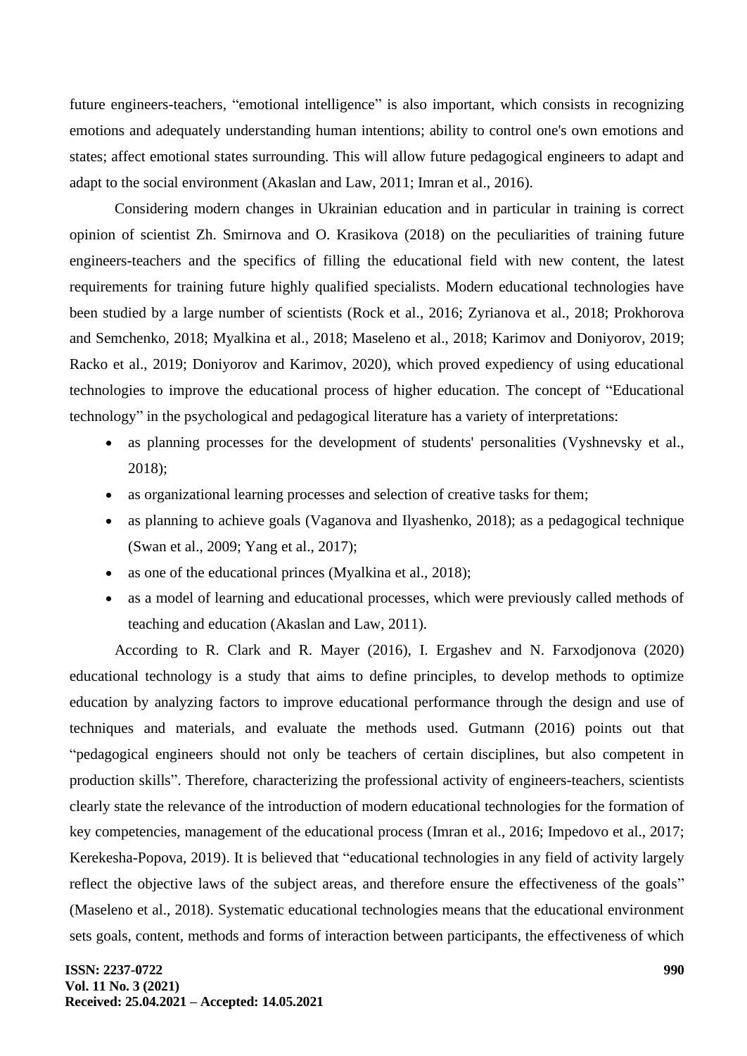future engineers-teachers, "emotional intelligence" is also important, which consists in recognizing emotions and adequately understanding human intentions; ability to control one's own emotions and states; affect emotional states surrounding. This will allow future pedagogical engineers to adapt and adapt to the social environment (Akaslan and Law, 2011; Imran et al., 2016).

Considering modern changes in Ukrainian education and in particular in training is correct opinion of scientist Zh. Smirnova and O. Krasikova (2018) on the peculiarities of training future engineers-teachers and the specifics of filling the educational field with new content, the latest requirements for training future highly qualified specialists. Modern educational technologies have been studied by a large number of scientists (Rock et al., 2016; Zyrianova et al., 2018; Prokhorova and Semchenko, 2018; Myalkina et al., 2018; Maseleno et al., 2018; Karimov and Doniyorov, 2019; Racko et al., 2019; Doniyorov and Karimov, 2020), which proved expediency of using educational technologies to improve the educational process of higher education. The concept of "Educational technology" in the psychological and pedagogical literature has a variety of interpretations:

- as planning processes for the development of students' personalities (Vyshnevsky et al., 2018);
- as organizational learning processes and selection of creative tasks for them;
- as planning to achieve goals (Vaganova and Ilyashenko, 2018); as a pedagogical technique (Swan et al., 2009; Yang et al., 2017);
- as one of the educational princes (Myalkina et al., 2018);
- as a model of learning and educational processes, which were previously called methods of teaching and education (Akaslan and Law, 2011).

According to R. Clark and R. Mayer (2016), I. Ergashev and N. Farxodjonova (2020) educational technology is a study that aims to define principles, to develop methods to optimize education by analyzing factors to improve educational performance through the design and use of techniques and materials, and evaluate the methods used. Gutmann (2016) points out that "pedagogical engineers should not only be teachers of certain disciplines, but also competent in production skills". Therefore, characterizing the professional activity of engineers-teachers, scientists clearly state the relevance of the introduction of modern educational technologies for the formation of key competencies, management of the educational process (Imran et al., 2016; Impedovo et al., 2017; Kerekesha-Popova, 2019). It is believed that "educational technologies in any field of activity largely reflect the objective laws of the subject areas, and therefore ensure the effectiveness of the goals" (Maseleno et al., 2018). Systematic educational technologies means that the educational environment sets goals, content, methods and forms of interaction between participants, the effectiveness of which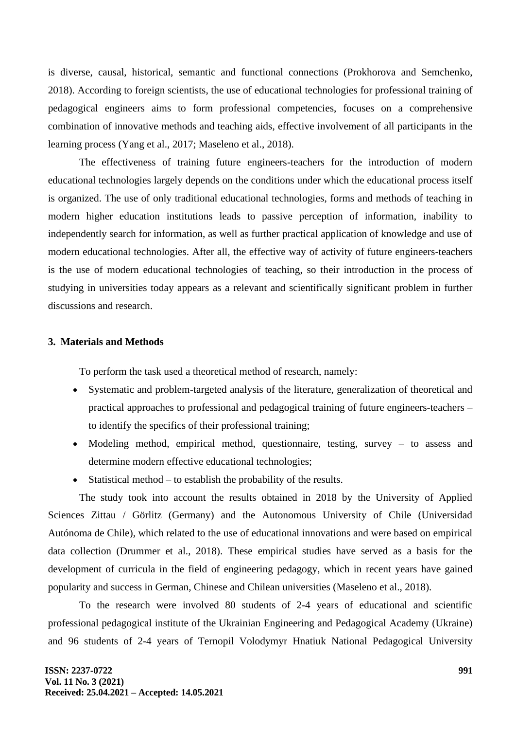is diverse, causal, historical, semantic and functional connections (Prokhorova and Semchenko, 2018). According to foreign scientists, the use of educational technologies for professional training of pedagogical engineers aims to form professional competencies, focuses on a comprehensive combination of innovative methods and teaching aids, effective involvement of all participants in the learning process (Yang et al., 2017; Maseleno et al., 2018).

The effectiveness of training future engineers-teachers for the introduction of modern educational technologies largely depends on the conditions under which the educational process itself is organized. The use of only traditional educational technologies, forms and methods of teaching in modern higher education institutions leads to passive perception of information, inability to independently search for information, as well as further practical application of knowledge and use of modern educational technologies. After all, the effective way of activity of future engineers-teachers is the use of modern educational technologies of teaching, so their introduction in the process of studying in universities today appears as a relevant and scientifically significant problem in further discussions and research.

## 3. Materials and Methods

To perform the task used a theoretical method of research, namely:

- Systematic and problem-targeted analysis of the literature, generalization of theoretical and practical approaches to professional and pedagogical training of future engineers-teachers – to identify the specifics of their professional training;
- Modeling method, empirical method, questionnaire, testing, survey – to assess and determine modern effective educational technologies;
- Statistical method – to establish the probability of the results.

The study took into account the results obtained in 2018 by the University of Applied Sciences Zittau / Görlitz (Germany) and the Autonomous University of Chile (Universidad Autónoma de Chile), which related to the use of educational innovations and were based on empirical data collection (Drummer et al., 2018). These empirical studies have served as a basis for the development of curricula in the field of engineering pedagogy, which in recent years have gained popularity and success in German, Chinese and Chilean universities (Maseleno et al., 2018).

To the research were involved 80 students of 2-4 years of educational and scientific professional pedagogical institute of the Ukrainian Engineering and Pedagogical Academy (Ukraine) and 96 students of 2-4 years of Ternopil Volodymyr Hnatiuk National Pedagogical University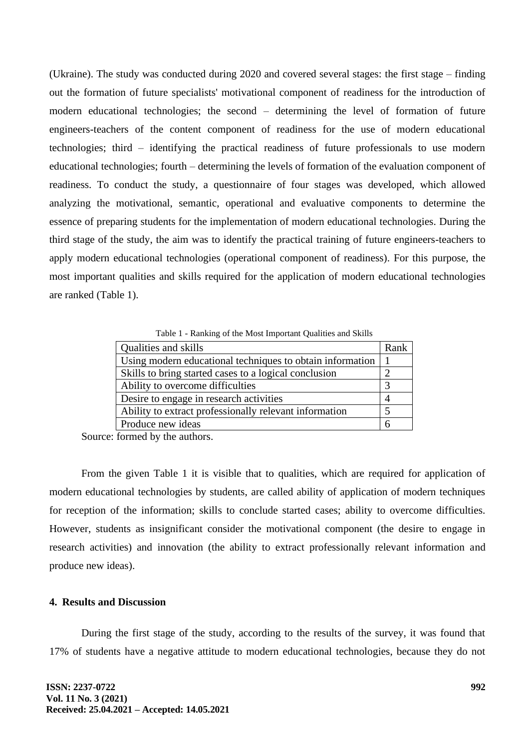(Ukraine). The study was conducted during 2020 and covered several stages: the first stage – finding out the formation of future specialists' motivational component of readiness for the introduction of modern educational technologies; the second – determining the level of formation of future engineers-teachers of the content component of readiness for the use of modern educational technologies; third – identifying the practical readiness of future professionals to use modern educational technologies; fourth – determining the levels of formation of the evaluation component of readiness. To conduct the study, a questionnaire of four stages was developed, which allowed analyzing the motivational, semantic, operational and evaluative components to determine the essence of preparing students for the implementation of modern educational technologies. During the third stage of the study, the aim was to identify the practical training of future engineers-teachers to apply modern educational technologies (operational component of readiness). For this purpose, the most important qualities and skills required for the application of modern educational technologies are ranked (Table 1).

Table 1 - Ranking of the Most Important Qualities and Skills

| Qualities and skills | Rank |
|---|---|
| Using modern educational techniques to obtain information | 1 |
| Skills to bring started cases to a logical conclusion | 2 |
| Ability to overcome difficulties | 3 |
| Desire to engage in research activities | 4 |
| Ability to extract professionally relevant information | 5 |
| Produce new ideas | 6 |

Source: formed by the authors.

From the given Table 1 it is visible that to qualities, which are required for application of modern educational technologies by students, are called ability of application of modern techniques for reception of the information; skills to conclude started cases; ability to overcome difficulties. However, students as insignificant consider the motivational component (the desire to engage in research activities) and innovation (the ability to extract professionally relevant information and produce new ideas).

## 4. Results and Discussion

During the first stage of the study, according to the results of the survey, it was found that 17% of students have a negative attitude to modern educational technologies, because they do not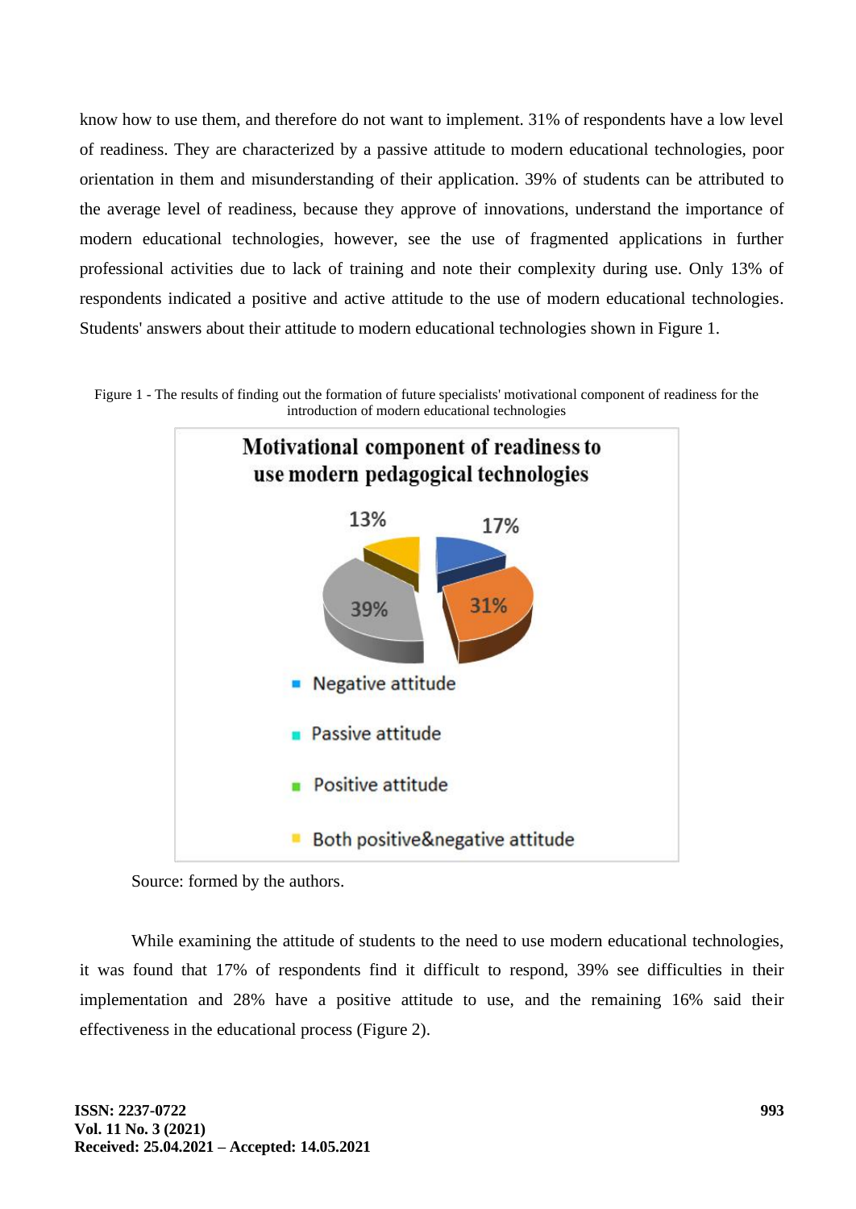know how to use them, and therefore do not want to implement. 31% of respondents have a low level of readiness. They are characterized by a passive attitude to modern educational technologies, poor orientation in them and misunderstanding of their application. 39% of students can be attributed to the average level of readiness, because they approve of innovations, understand the importance of modern educational technologies, however, see the use of fragmented applications in further professional activities due to lack of training and note their complexity during use. Only 13% of respondents indicated a positive and active attitude to the use of modern educational technologies. Students' answers about their attitude to modern educational technologies shown in Figure 1.

Figure 1 - The results of finding out the formation of future specialists' motivational component of readiness for the introduction of modern educational technologies

**Motivational component of readiness to use modern pedagogical technologies**

13% 17% 39% 31%

- Negative attitude
- Passive attitude
- Positive attitude
- Both positive&negative attitude

Source: formed by the authors.

While examining the attitude of students to the need to use modern educational technologies, it was found that 17% of respondents find it difficult to respond, 39% see difficulties in their implementation and 28% have a positive attitude to use, and the remaining 16% said their effectiveness in the educational process (Figure 2).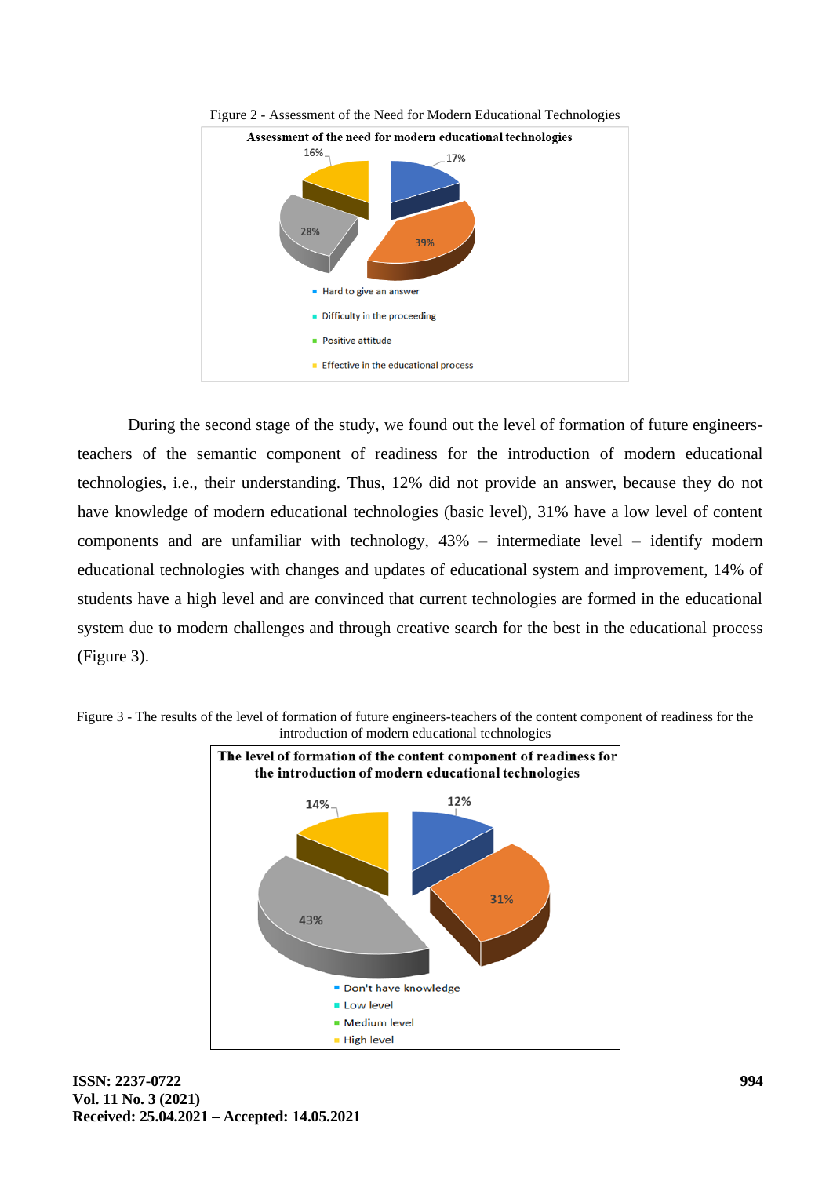Figure 2 - Assessment of the Need for Modern Educational Technologies

During the second stage of the study, we found out the level of formation of future engineers-teachers of the semantic component of readiness for the introduction of modern educational technologies, i.e., their understanding. Thus, 12% did not provide an answer, because they do not have knowledge of modern educational technologies (basic level), 31% have a low level of content components and are unfamiliar with technology, 43% – intermediate level – identify modern educational technologies with changes and updates of educational system and improvement, 14% of students have a high level and are convinced that current technologies are formed in the educational system due to modern challenges and through creative search for the best in the educational process (Figure 3).

Figure 3 - The results of the level of formation of future engineers-teachers of the content component of readiness for the introduction of modern educational technologies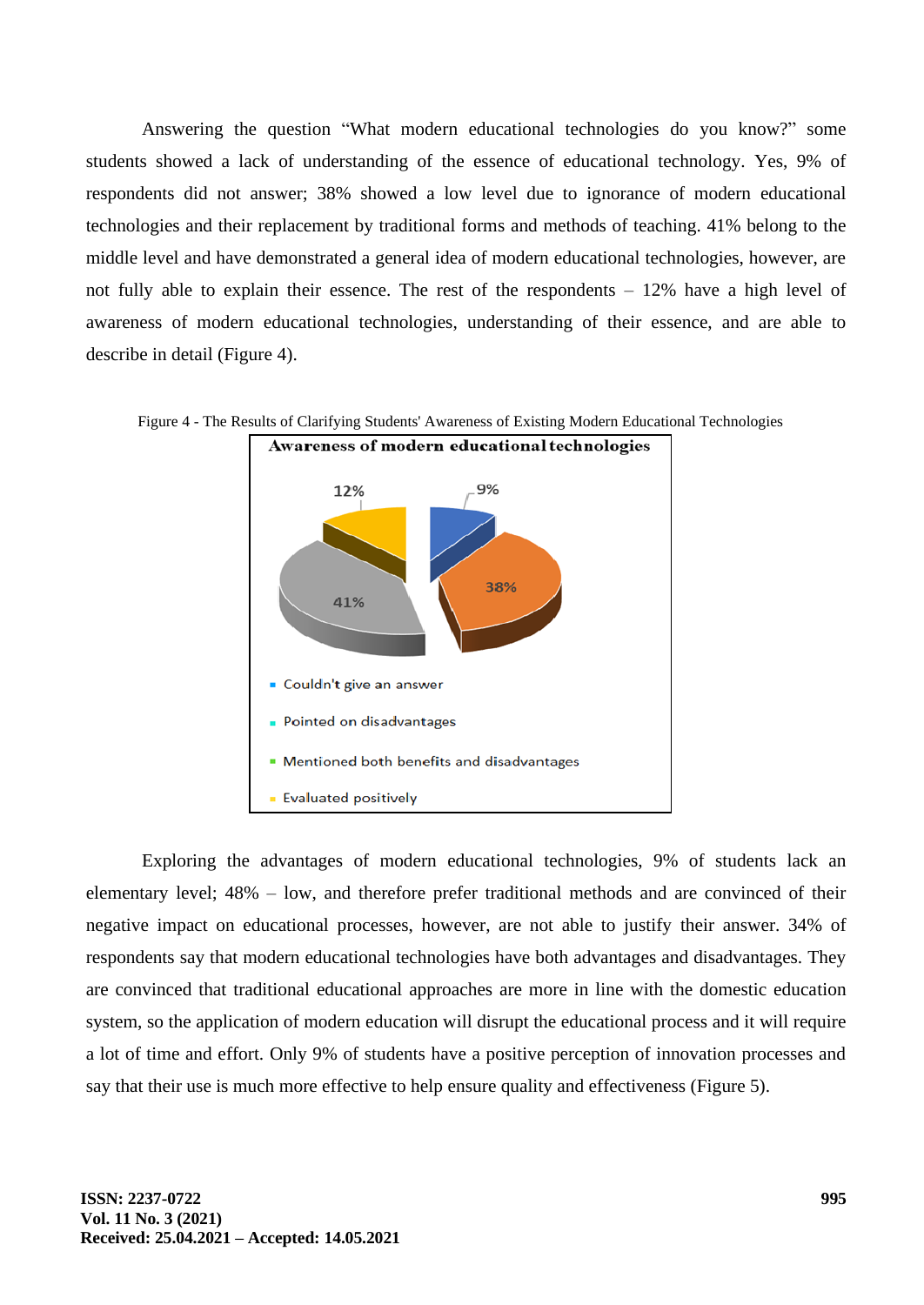Answering the question "What modern educational technologies do you know?" some students showed a lack of understanding of the essence of educational technology. Yes, 9% of respondents did not answer; 38% showed a low level due to ignorance of modern educational technologies and their replacement by traditional forms and methods of teaching. 41% belong to the middle level and have demonstrated a general idea of modern educational technologies, however, are not fully able to explain their essence. The rest of the respondents – 12% have a high level of awareness of modern educational technologies, understanding of their essence, and are able to describe in detail (Figure 4).

Figure 4 - The Results of Clarifying Students' Awareness of Existing Modern Educational Technologies

**Awareness of modern educational technologies**

| Category | % |
|---|---|
| Couldn't give an answer | 9% |
| Pointed on disadvantages | 38% |
| Mentioned both benefits and disadvantages | 41% |
| Evaluated positively | 12% |

Exploring the advantages of modern educational technologies, 9% of students lack an elementary level; 48% – low, and therefore prefer traditional methods and are convinced of their negative impact on educational processes, however, are not able to justify their answer. 34% of respondents say that modern educational technologies have both advantages and disadvantages. They are convinced that traditional educational approaches are more in line with the domestic education system, so the application of modern education will disrupt the educational process and it will require a lot of time and effort. Only 9% of students have a positive perception of innovation processes and say that their use is much more effective to help ensure quality and effectiveness (Figure 5).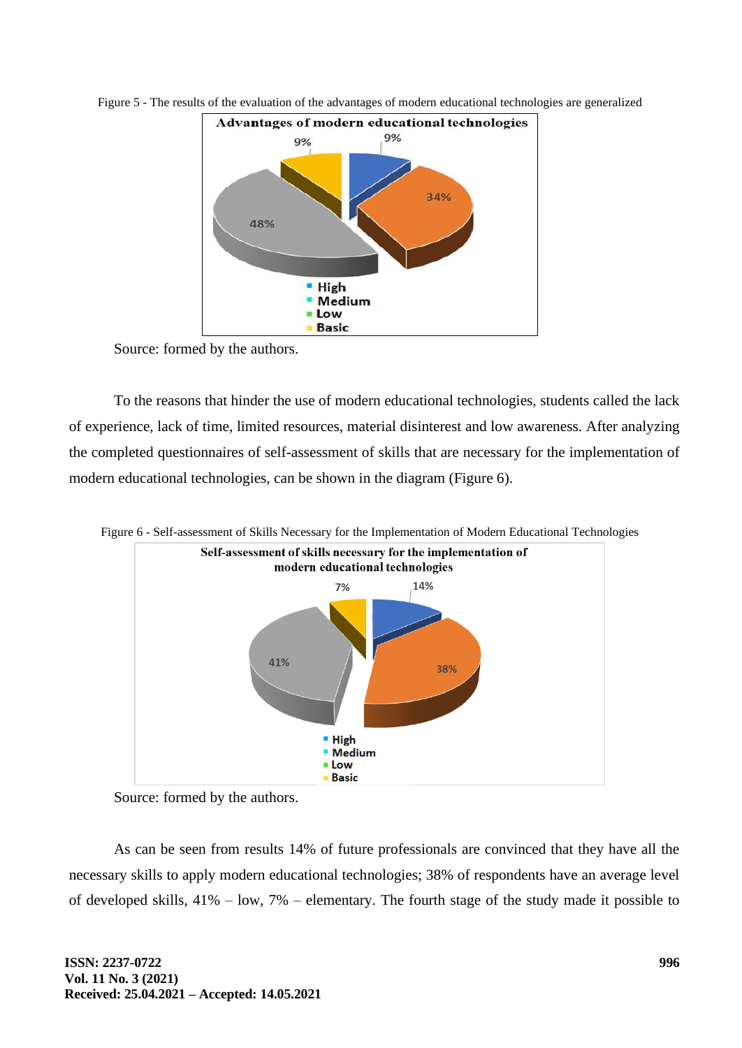Figure 5 - The results of the evaluation of the advantages of modern educational technologies are generalized

Source: formed by the authors.

To the reasons that hinder the use of modern educational technologies, students called the lack of experience, lack of time, limited resources, material disinterest and low awareness. After analyzing the completed questionnaires of self-assessment of skills that are necessary for the implementation of modern educational technologies, can be shown in the diagram (Figure 6).

Figure 6 - Self-assessment of Skills Necessary for the Implementation of Modern Educational Technologies

Source: formed by the authors.

As can be seen from results 14% of future professionals are convinced that they have all the necessary skills to apply modern educational technologies; 38% of respondents have an average level of developed skills, 41% – low, 7% – elementary. The fourth stage of the study made it possible to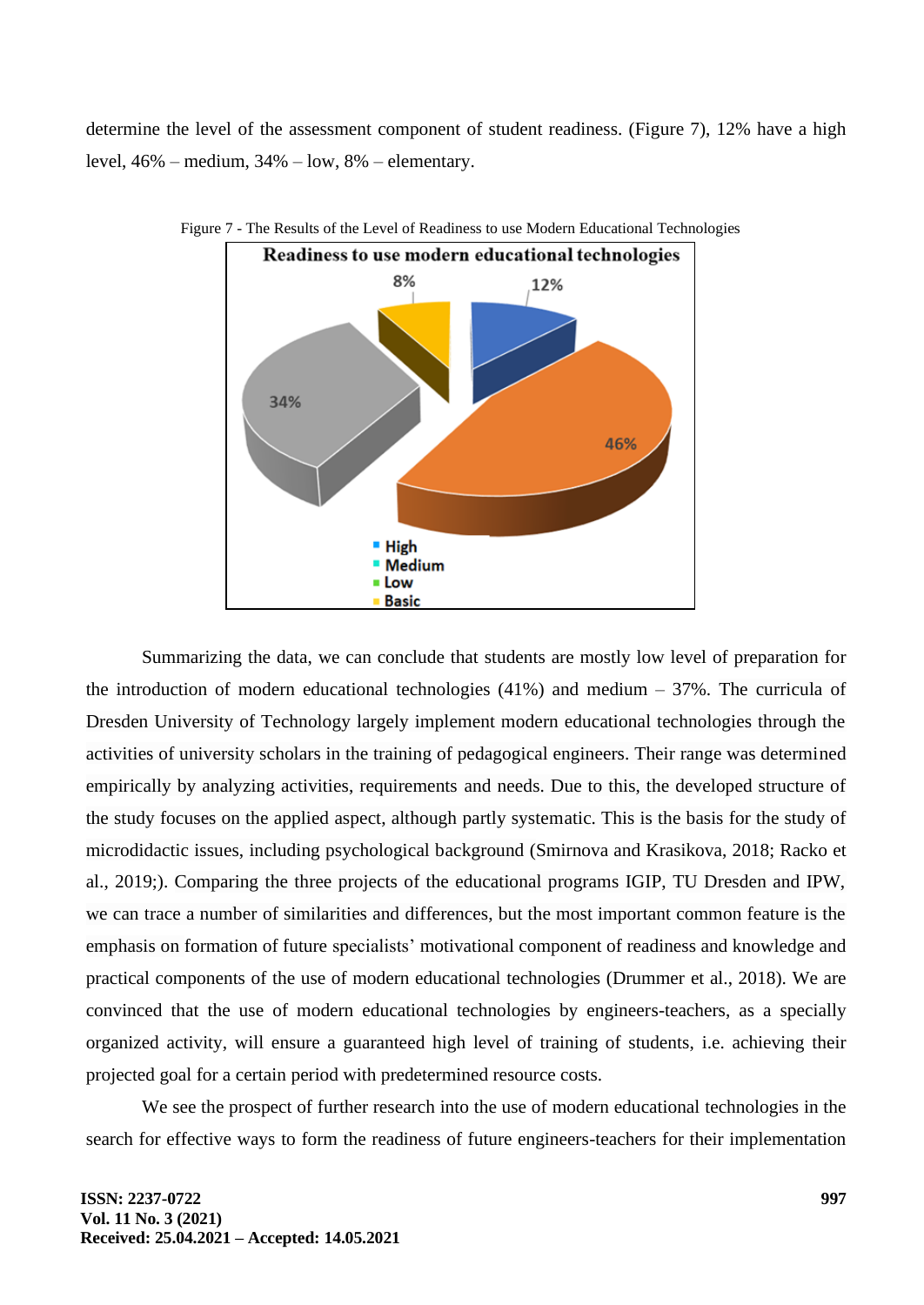determine the level of the assessment component of student readiness. (Figure 7), 12% have a high level, 46% – medium, 34% – low, 8% – elementary.

Figure 7 - The Results of the Level of Readiness to use Modern Educational Technologies

Summarizing the data, we can conclude that students are mostly low level of preparation for the introduction of modern educational technologies (41%) and medium – 37%. The curricula of Dresden University of Technology largely implement modern educational technologies through the activities of university scholars in the training of pedagogical engineers. Their range was determined empirically by analyzing activities, requirements and needs. Due to this, the developed structure of the study focuses on the applied aspect, although partly systematic. This is the basis for the study of microdidactic issues, including psychological background (Smirnova and Krasikova, 2018; Racko et al., 2019;). Comparing the three projects of the educational programs IGIP, TU Dresden and IPW, we can trace a number of similarities and differences, but the most important common feature is the emphasis on formation of future specialists' motivational component of readiness and knowledge and practical components of the use of modern educational technologies (Drummer et al., 2018). We are convinced that the use of modern educational technologies by engineers-teachers, as a specially organized activity, will ensure a guaranteed high level of training of students, i.e. achieving their projected goal for a certain period with predetermined resource costs.

We see the prospect of further research into the use of modern educational technologies in the search for effective ways to form the readiness of future engineers-teachers for their implementation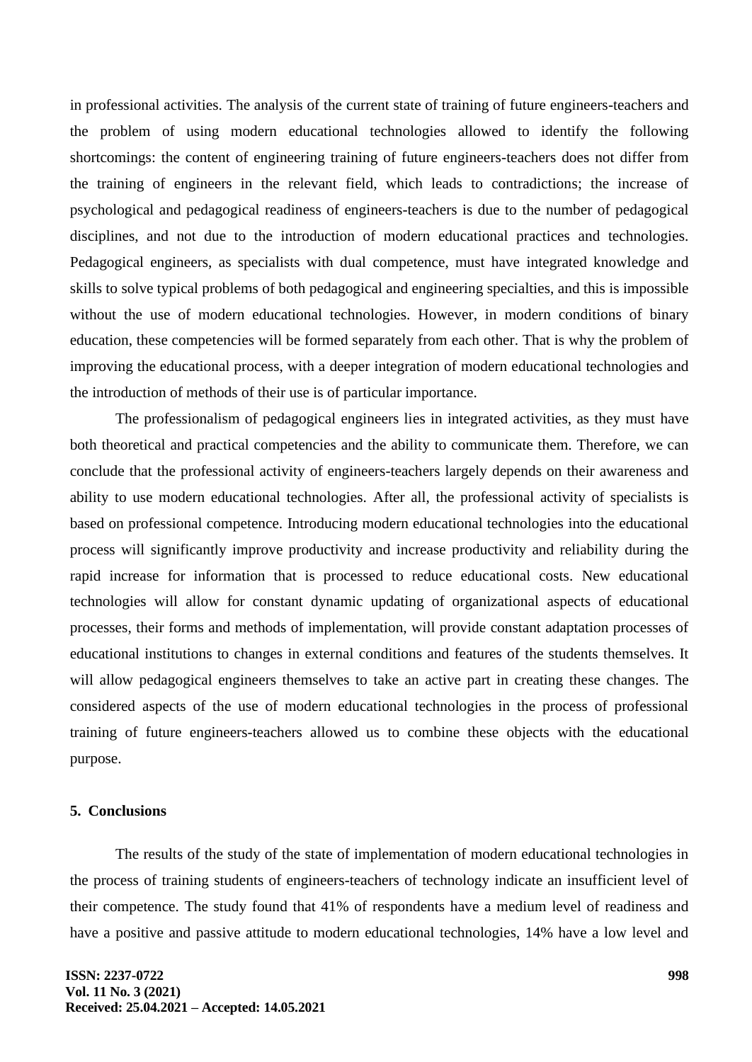in professional activities. The analysis of the current state of training of future engineers-teachers and the problem of using modern educational technologies allowed to identify the following shortcomings: the content of engineering training of future engineers-teachers does not differ from the training of engineers in the relevant field, which leads to contradictions; the increase of psychological and pedagogical readiness of engineers-teachers is due to the number of pedagogical disciplines, and not due to the introduction of modern educational practices and technologies. Pedagogical engineers, as specialists with dual competence, must have integrated knowledge and skills to solve typical problems of both pedagogical and engineering specialties, and this is impossible without the use of modern educational technologies. However, in modern conditions of binary education, these competencies will be formed separately from each other. That is why the problem of improving the educational process, with a deeper integration of modern educational technologies and the introduction of methods of their use is of particular importance.

The professionalism of pedagogical engineers lies in integrated activities, as they must have both theoretical and practical competencies and the ability to communicate them. Therefore, we can conclude that the professional activity of engineers-teachers largely depends on their awareness and ability to use modern educational technologies. After all, the professional activity of specialists is based on professional competence. Introducing modern educational technologies into the educational process will significantly improve productivity and increase productivity and reliability during the rapid increase for information that is processed to reduce educational costs. New educational technologies will allow for constant dynamic updating of organizational aspects of educational processes, their forms and methods of implementation, will provide constant adaptation processes of educational institutions to changes in external conditions and features of the students themselves. It will allow pedagogical engineers themselves to take an active part in creating these changes. The considered aspects of the use of modern educational technologies in the process of professional training of future engineers-teachers allowed us to combine these objects with the educational purpose.

## 5. Conclusions

The results of the study of the state of implementation of modern educational technologies in the process of training students of engineers-teachers of technology indicate an insufficient level of their competence. The study found that 41% of respondents have a medium level of readiness and have a positive and passive attitude to modern educational technologies, 14% have a low level and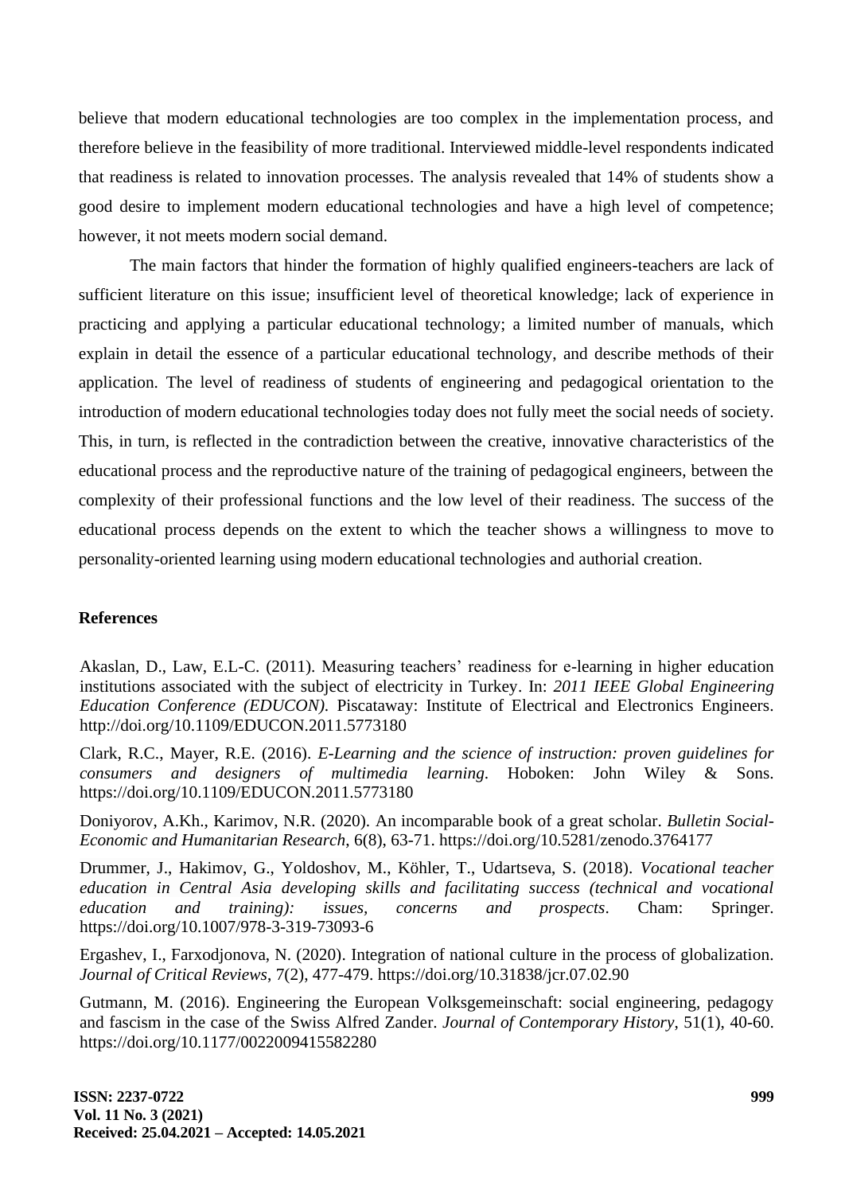believe that modern educational technologies are too complex in the implementation process, and therefore believe in the feasibility of more traditional. Interviewed middle-level respondents indicated that readiness is related to innovation processes. The analysis revealed that 14% of students show a good desire to implement modern educational technologies and have a high level of competence; however, it not meets modern social demand.

The main factors that hinder the formation of highly qualified engineers-teachers are lack of sufficient literature on this issue; insufficient level of theoretical knowledge; lack of experience in practicing and applying a particular educational technology; a limited number of manuals, which explain in detail the essence of a particular educational technology, and describe methods of their application. The level of readiness of students of engineering and pedagogical orientation to the introduction of modern educational technologies today does not fully meet the social needs of society. This, in turn, is reflected in the contradiction between the creative, innovative characteristics of the educational process and the reproductive nature of the training of pedagogical engineers, between the complexity of their professional functions and the low level of their readiness. The success of the educational process depends on the extent to which the teacher shows a willingness to move to personality-oriented learning using modern educational technologies and authorial creation.

## References

Akaslan, D., Law, E.L-C. (2011). Measuring teachers' readiness for e-learning in higher education institutions associated with the subject of electricity in Turkey. In: *2011 IEEE Global Engineering Education Conference (EDUCON)*. Piscataway: Institute of Electrical and Electronics Engineers. http://doi.org/10.1109/EDUCON.2011.5773180

Clark, R.C., Mayer, R.E. (2016). *E-Learning and the science of instruction: proven guidelines for consumers and designers of multimedia learning*. Hoboken: John Wiley & Sons. https://doi.org/10.1109/EDUCON.2011.5773180

Doniyorov, A.Kh., Karimov, N.R. (2020). An incomparable book of a great scholar. *Bulletin Social-Economic and Humanitarian Research*, 6(8), 63-71. https://doi.org/10.5281/zenodo.3764177

Drummer, J., Hakimov, G., Yoldoshov, M., Köhler, T., Udartseva, S. (2018). *Vocational teacher education in Central Asia developing skills and facilitating success (technical and vocational education and training): issues, concerns and prospects*. Cham: Springer. https://doi.org/10.1007/978-3-319-73093-6

Ergashev, I., Farxodjonova, N. (2020). Integration of national culture in the process of globalization. *Journal of Critical Reviews*, 7(2), 477-479. https://doi.org/10.31838/jcr.07.02.90

Gutmann, M. (2016). Engineering the European Volksgemeinschaft: social engineering, pedagogy and fascism in the case of the Swiss Alfred Zander. *Journal of Contemporary History*, 51(1), 40-60. https://doi.org/10.1177/0022009415582280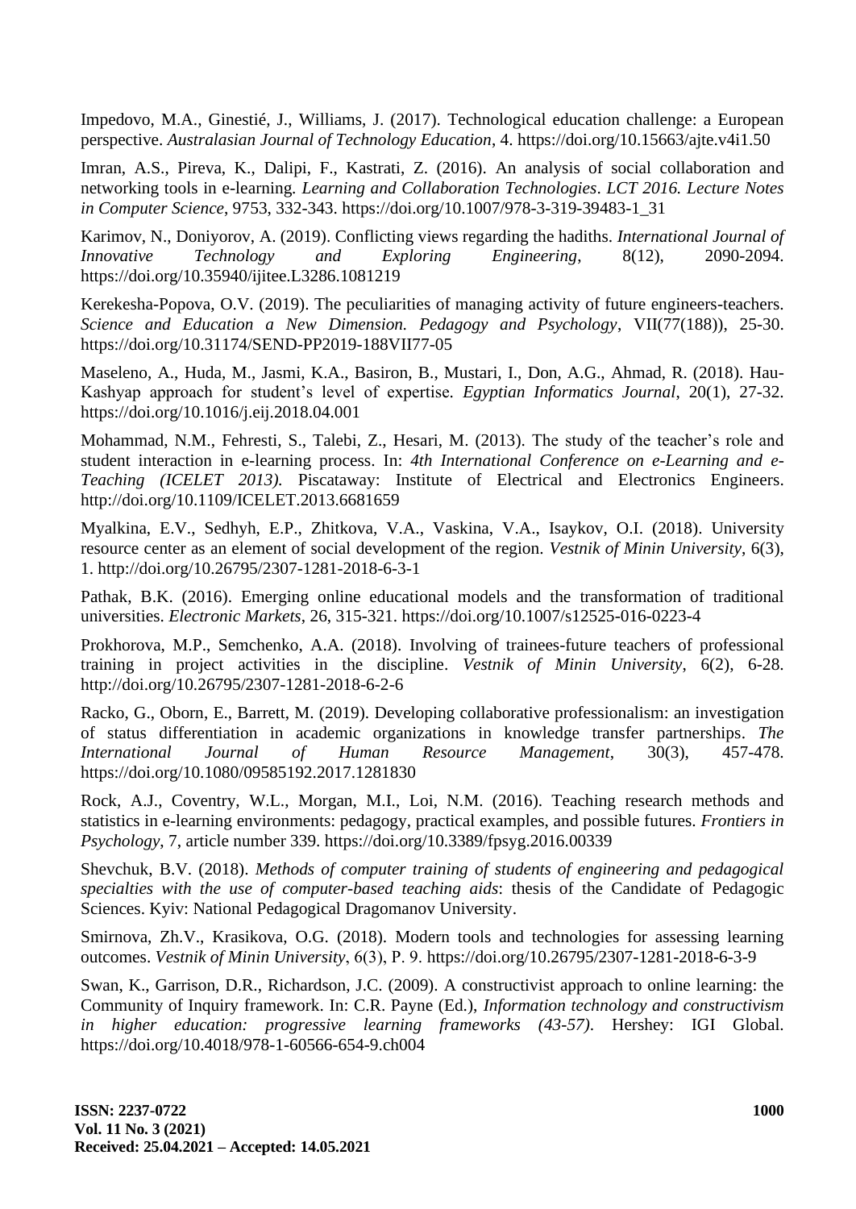Impedovo, M.A., Ginestié, J., Williams, J. (2017). Technological education challenge: a European perspective. *Australasian Journal of Technology Education*, 4. https://doi.org/10.15663/ajte.v4i1.50

Imran, A.S., Pireva, K., Dalipi, F., Kastrati, Z. (2016). An analysis of social collaboration and networking tools in e-learning. *Learning and Collaboration Technologies*. *LCT 2016. Lecture Notes in Computer Science*, 9753, 332-343. https://doi.org/10.1007/978-3-319-39483-1_31

Karimov, N., Doniyorov, A. (2019). Conflicting views regarding the hadiths. *International Journal of Innovative Technology and Exploring Engineering*, 8(12), 2090-2094. https://doi.org/10.35940/ijitee.L3286.1081219

Kerekesha-Popova, O.V. (2019). The peculiarities of managing activity of future engineers-teachers. *Science and Education a New Dimension. Pedagogy and Psychology*, VII(77(188)), 25-30. https://doi.org/10.31174/SEND-PP2019-188VII77-05

Maseleno, A., Huda, M., Jasmi, K.A., Basiron, B., Mustari, I., Don, A.G., Ahmad, R. (2018). Hau-Kashyap approach for student's level of expertise. *Egyptian Informatics Journal*, 20(1), 27-32. https://doi.org/10.1016/j.eij.2018.04.001

Mohammad, N.M., Fehresti, S., Talebi, Z., Hesari, M. (2013). The study of the teacher's role and student interaction in e-learning process. In: *4th International Conference on e-Learning and e-Teaching (ICELET 2013).* Piscataway: Institute of Electrical and Electronics Engineers. http://doi.org/10.1109/ICELET.2013.6681659

Myalkina, E.V., Sedhyh, E.P., Zhitkova, V.A., Vaskina, V.A., Isaykov, O.I. (2018). University resource center as an element of social development of the region. *Vestnik of Minin University*, 6(3), 1. http://doi.org/10.26795/2307-1281-2018-6-3-1

Pathak, B.K. (2016). Emerging online educational models and the transformation of traditional universities. *Electronic Markets*, 26, 315-321. https://doi.org/10.1007/s12525-016-0223-4

Prokhorova, M.P., Semchenko, A.A. (2018). Involving of trainees-future teachers of professional training in project activities in the discipline. *Vestnik of Minin University*, 6(2), 6-28. http://doi.org/10.26795/2307-1281-2018-6-2-6

Racko, G., Oborn, E., Barrett, M. (2019). Developing collaborative professionalism: an investigation of status differentiation in academic organizations in knowledge transfer partnerships. *The International Journal of Human Resource Management*, 30(3), 457-478. https://doi.org/10.1080/09585192.2017.1281830

Rock, A.J., Coventry, W.L., Morgan, M.I., Loi, N.M. (2016). Teaching research methods and statistics in e-learning environments: pedagogy, practical examples, and possible futures. *Frontiers in Psychology*, 7, article number 339. https://doi.org/10.3389/fpsyg.2016.00339

Shevchuk, B.V. (2018). *Methods of computer training of students of engineering and pedagogical specialties with the use of computer-based teaching aids*: thesis of the Candidate of Pedagogic Sciences. Kyiv: National Pedagogical Dragomanov University.

Smirnova, Zh.V., Krasikova, O.G. (2018). Modern tools and technologies for assessing learning outcomes. *Vestnik of Minin University*, 6(3), P. 9. https://doi.org/10.26795/2307-1281-2018-6-3-9

Swan, K., Garrison, D.R., Richardson, J.C. (2009). A constructivist approach to online learning: the Community of Inquiry framework. In: C.R. Payne (Ed.), *Information technology and constructivism in higher education: progressive learning frameworks (43-57)*. Hershey: IGI Global. https://doi.org/10.4018/978-1-60566-654-9.ch004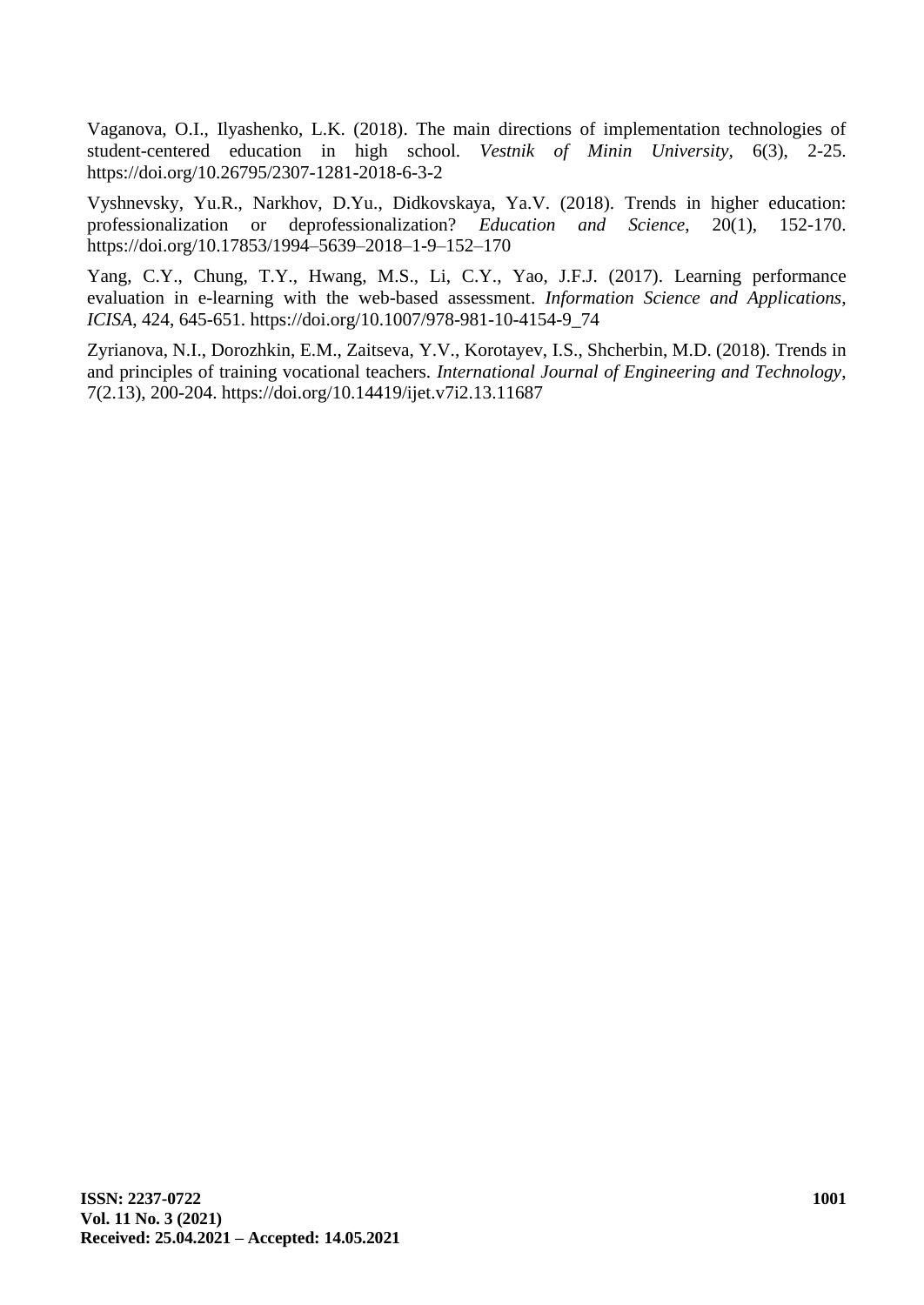Vaganova, O.I., Ilyashenko, L.K. (2018). The main directions of implementation technologies of student-centered education in high school. *Vestnik of Minin University*, 6(3), 2-25. https://doi.org/10.26795/2307-1281-2018-6-3-2

Vyshnevsky, Yu.R., Narkhov, D.Yu., Didkovskaya, Ya.V. (2018). Trends in higher education: professionalization or deprofessionalization? *Education and Science*, 20(1), 152-170. https://doi.org/10.17853/1994–5639–2018–1-9–152–170

Yang, C.Y., Chung, T.Y., Hwang, M.S., Li, C.Y., Yao, J.F.J. (2017). Learning performance evaluation in e-learning with the web-based assessment. *Information Science and Applications, ICISA*, 424, 645-651. https://doi.org/10.1007/978-981-10-4154-9_74

Zyrianova, N.I., Dorozhkin, E.M., Zaitseva, Y.V., Korotayev, I.S., Shcherbin, M.D. (2018). Trends in and principles of training vocational teachers. *International Journal of Engineering and Technology*, 7(2.13), 200-204. https://doi.org/10.14419/ijet.v7i2.13.11687